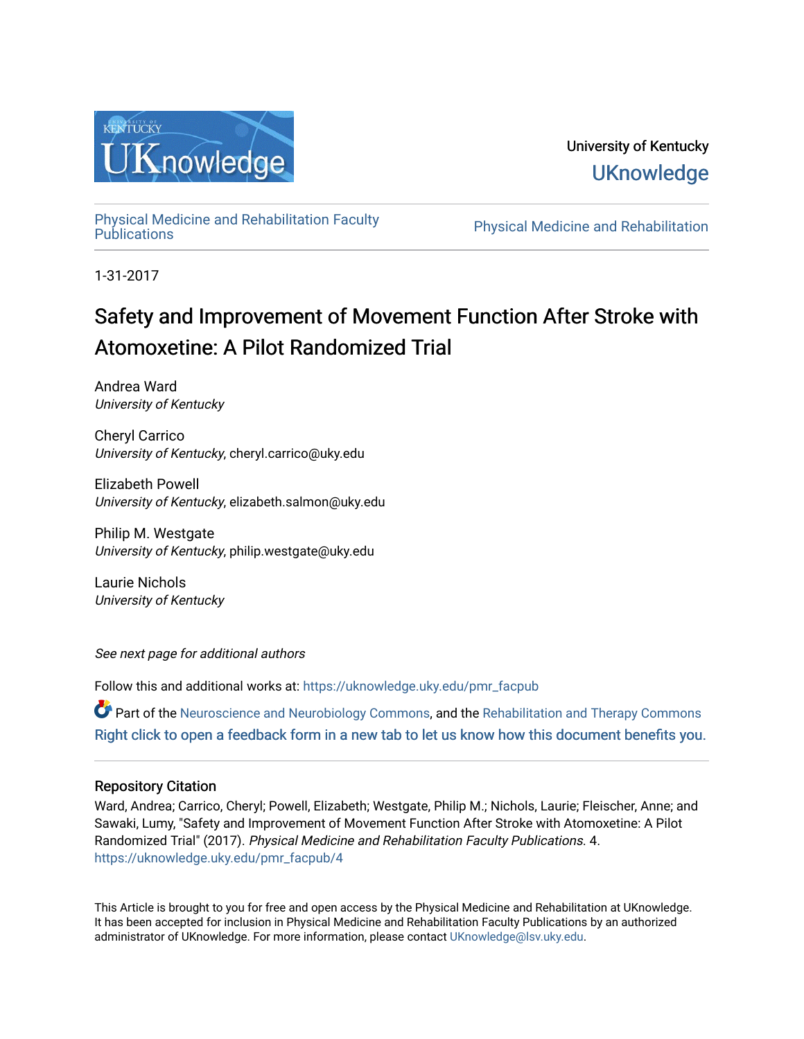University of Kentucky

UKnowledge

Physical Medicine and Rehabilitation Faculty Publications

Physical Medicine and Rehabilitation

1-31-2017

# Safety and Improvement of Movement Function After Stroke with Atomoxetine: A Pilot Randomized Trial

Andrea Ward
*University of Kentucky*

Cheryl Carrico
*University of Kentucky*, cheryl.carrico@uky.edu

Elizabeth Powell
*University of Kentucky*, elizabeth.salmon@uky.edu

Philip M. Westgate
*University of Kentucky*, philip.westgate@uky.edu

Laurie Nichols
*University of Kentucky*

*See next page for additional authors*

Follow this and additional works at: https://uknowledge.uky.edu/pmr_facpub

Part of the Neuroscience and Neurobiology Commons, and the Rehabilitation and Therapy Commons
Right click to open a feedback form in a new tab to let us know how this document benefits you.

## Repository Citation

Ward, Andrea; Carrico, Cheryl; Powell, Elizabeth; Westgate, Philip M.; Nichols, Laurie; Fleischer, Anne; and Sawaki, Lumy, "Safety and Improvement of Movement Function After Stroke with Atomoxetine: A Pilot Randomized Trial" (2017). *Physical Medicine and Rehabilitation Faculty Publications*. 4.
https://uknowledge.uky.edu/pmr_facpub/4

This Article is brought to you for free and open access by the Physical Medicine and Rehabilitation at UKnowledge. It has been accepted for inclusion in Physical Medicine and Rehabilitation Faculty Publications by an authorized administrator of UKnowledge. For more information, please contact UKnowledge@lsv.uky.edu.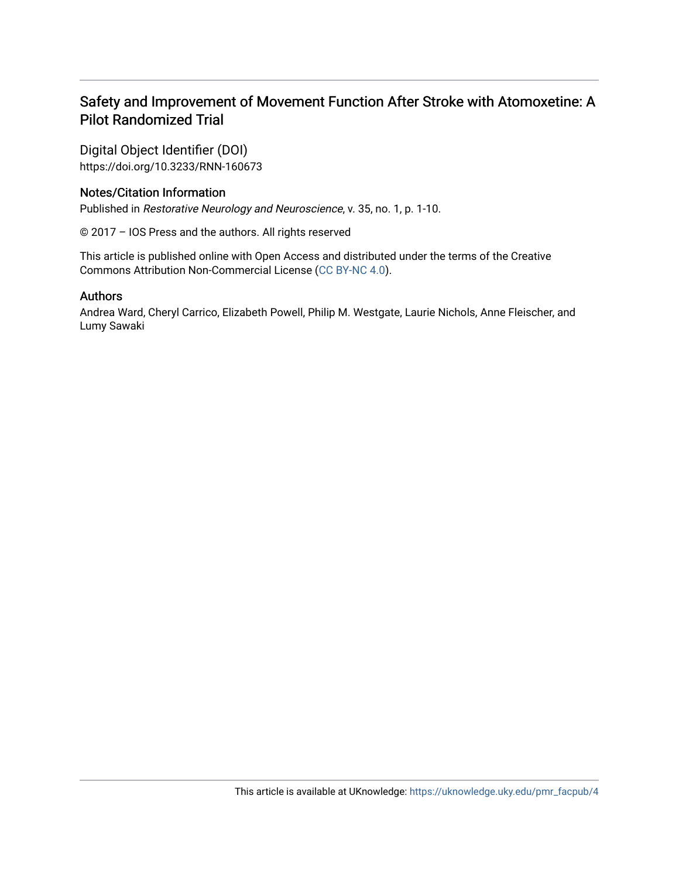# Safety and Improvement of Movement Function After Stroke with Atomoxetine: A Pilot Randomized Trial

## Digital Object Identifier (DOI)

https://doi.org/10.3233/RNN-160673

## Notes/Citation Information

Published in *Restorative Neurology and Neuroscience*, v. 35, no. 1, p. 1-10.

© 2017 – IOS Press and the authors. All rights reserved

This article is published online with Open Access and distributed under the terms of the Creative Commons Attribution Non-Commercial License (CC BY-NC 4.0).

## Authors

Andrea Ward, Cheryl Carrico, Elizabeth Powell, Philip M. Westgate, Laurie Nichols, Anne Fleischer, and Lumy Sawaki

This article is available at UKnowledge: https://uknowledge.uky.edu/pmr_facpub/4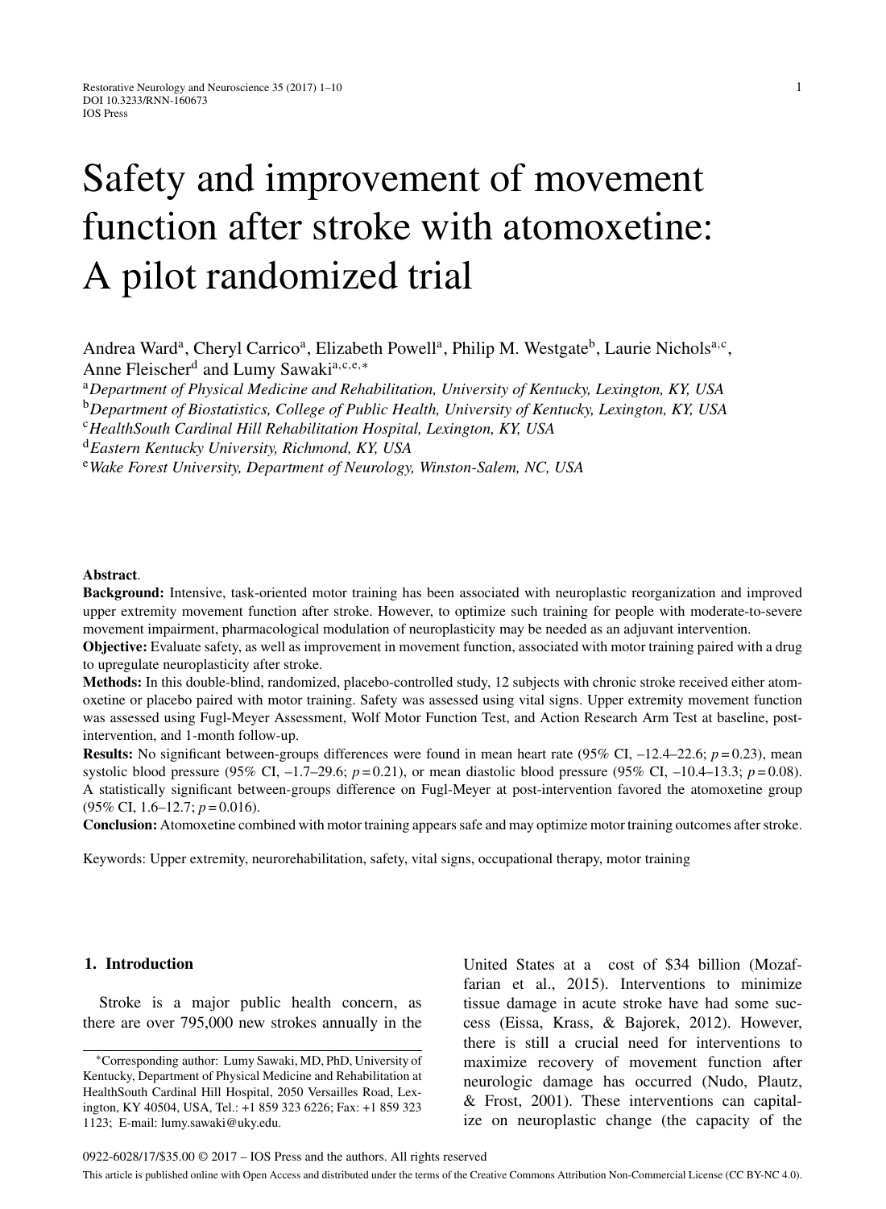# Safety and improvement of movement function after stroke with atomoxetine: A pilot randomized trial

Andrea Ward[a], Cheryl Carrico[a], Elizabeth Powell[a], Philip M. Westgate[b], Laurie Nichols[a,c], Anne Fleischer[d] and Lumy Sawaki[a,c,e,*]

[a]*Department of Physical Medicine and Rehabilitation, University of Kentucky, Lexington, KY, USA*
[b]*Department of Biostatistics, College of Public Health, University of Kentucky, Lexington, KY, USA*
[c]*HealthSouth Cardinal Hill Rehabilitation Hospital, Lexington, KY, USA*
[d]*Eastern Kentucky University, Richmond, KY, USA*
[e]*Wake Forest University, Department of Neurology, Winston-Salem, NC, USA*

**Abstract**.

**Background:** Intensive, task-oriented motor training has been associated with neuroplastic reorganization and improved upper extremity movement function after stroke. However, to optimize such training for people with moderate-to-severe movement impairment, pharmacological modulation of neuroplasticity may be needed as an adjuvant intervention.

**Objective:** Evaluate safety, as well as improvement in movement function, associated with motor training paired with a drug to upregulate neuroplasticity after stroke.

**Methods:** In this double-blind, randomized, placebo-controlled study, 12 subjects with chronic stroke received either atomoxetine or placebo paired with motor training. Safety was assessed using vital signs. Upper extremity movement function was assessed using Fugl-Meyer Assessment, Wolf Motor Function Test, and Action Research Arm Test at baseline, post-intervention, and 1-month follow-up.

**Results:** No significant between-groups differences were found in mean heart rate (95% CI, –12.4–22.6; $p = 0.23$), mean systolic blood pressure (95% CI, –1.7–29.6; $p = 0.21$), or mean diastolic blood pressure (95% CI, –10.4–13.3; $p = 0.08$). A statistically significant between-groups difference on Fugl-Meyer at post-intervention favored the atomoxetine group (95% CI, 1.6–12.7; $p = 0.016$).

**Conclusion:** Atomoxetine combined with motor training appears safe and may optimize motor training outcomes after stroke.

Keywords: Upper extremity, neurorehabilitation, safety, vital signs, occupational therapy, motor training

## 1. Introduction

Stroke is a major public health concern, as there are over 795,000 new strokes annually in the United States at a cost of $34 billion (Mozaffarian et al., 2015). Interventions to minimize tissue damage in acute stroke have had some success (Eissa, Krass, & Bajorek, 2012). However, there is still a crucial need for interventions to maximize recovery of movement function after neurologic damage has occurred (Nudo, Plautz, & Frost, 2001). These interventions can capitalize on neuroplastic change (the capacity of the

*Corresponding author: Lumy Sawaki, MD, PhD, University of Kentucky, Department of Physical Medicine and Rehabilitation at HealthSouth Cardinal Hill Hospital, 2050 Versailles Road, Lexington, KY 40504, USA, Tel.: +1 859 323 6226; Fax: +1 859 323 1123; E-mail: lumy.sawaki@uky.edu.

0922-6028/17/$35.00 © 2017 – IOS Press and the authors. All rights reserved

This article is published online with Open Access and distributed under the terms of the Creative Commons Attribution Non-Commercial License (CC BY-NC 4.0).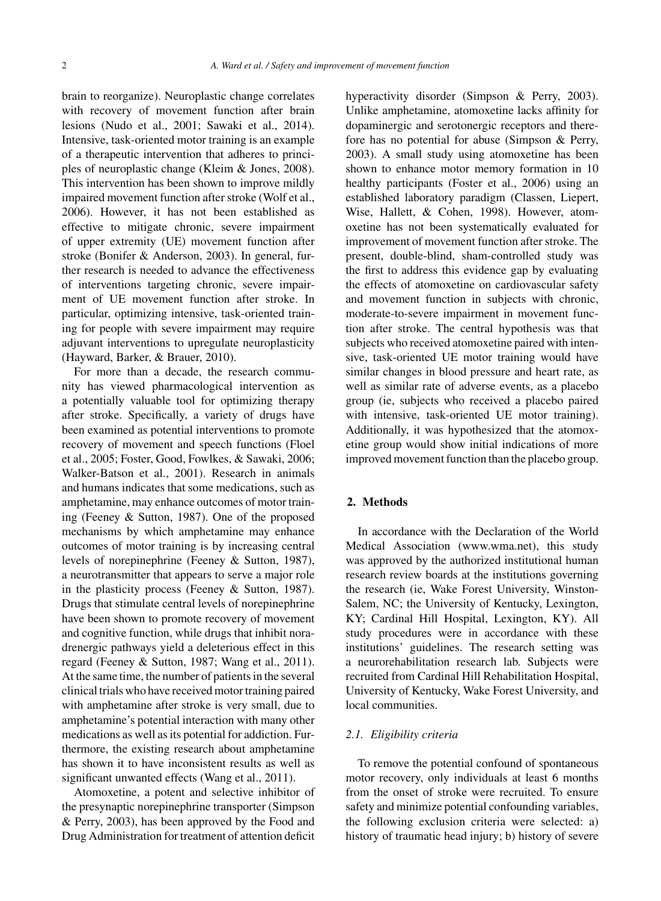brain to reorganize). Neuroplastic change correlates with recovery of movement function after brain lesions (Nudo et al., 2001; Sawaki et al., 2014). Intensive, task-oriented motor training is an example of a therapeutic intervention that adheres to principles of neuroplastic change (Kleim & Jones, 2008). This intervention has been shown to improve mildly impaired movement function after stroke (Wolf et al., 2006). However, it has not been established as effective to mitigate chronic, severe impairment of upper extremity (UE) movement function after stroke (Bonifer & Anderson, 2003). In general, further research is needed to advance the effectiveness of interventions targeting chronic, severe impairment of UE movement function after stroke. In particular, optimizing intensive, task-oriented training for people with severe impairment may require adjuvant interventions to upregulate neuroplasticity (Hayward, Barker, & Brauer, 2010).

For more than a decade, the research community has viewed pharmacological intervention as a potentially valuable tool for optimizing therapy after stroke. Specifically, a variety of drugs have been examined as potential interventions to promote recovery of movement and speech functions (Floel et al., 2005; Foster, Good, Fowlkes, & Sawaki, 2006; Walker-Batson et al., 2001). Research in animals and humans indicates that some medications, such as amphetamine, may enhance outcomes of motor training (Feeney & Sutton, 1987). One of the proposed mechanisms by which amphetamine may enhance outcomes of motor training is by increasing central levels of norepinephrine (Feeney & Sutton, 1987), a neurotransmitter that appears to serve a major role in the plasticity process (Feeney & Sutton, 1987). Drugs that stimulate central levels of norepinephrine have been shown to promote recovery of movement and cognitive function, while drugs that inhibit noradrenergic pathways yield a deleterious effect in this regard (Feeney & Sutton, 1987; Wang et al., 2011). At the same time, the number of patients in the several clinical trials who have received motor training paired with amphetamine after stroke is very small, due to amphetamine's potential interaction with many other medications as well as its potential for addiction. Furthermore, the existing research about amphetamine has shown it to have inconsistent results as well as significant unwanted effects (Wang et al., 2011).

Atomoxetine, a potent and selective inhibitor of the presynaptic norepinephrine transporter (Simpson & Perry, 2003), has been approved by the Food and Drug Administration for treatment of attention deficit hyperactivity disorder (Simpson & Perry, 2003). Unlike amphetamine, atomoxetine lacks affinity for dopaminergic and serotonergic receptors and therefore has no potential for abuse (Simpson & Perry, 2003). A small study using atomoxetine has been shown to enhance motor memory formation in 10 healthy participants (Foster et al., 2006) using an established laboratory paradigm (Classen, Liepert, Wise, Hallett, & Cohen, 1998). However, atomoxetine has not been systematically evaluated for improvement of movement function after stroke. The present, double-blind, sham-controlled study was the first to address this evidence gap by evaluating the effects of atomoxetine on cardiovascular safety and movement function in subjects with chronic, moderate-to-severe impairment in movement function after stroke. The central hypothesis was that subjects who received atomoxetine paired with intensive, task-oriented UE motor training would have similar changes in blood pressure and heart rate, as well as similar rate of adverse events, as a placebo group (ie, subjects who received a placebo paired with intensive, task-oriented UE motor training). Additionally, it was hypothesized that the atomoxetine group would show initial indications of more improved movement function than the placebo group.

## 2. Methods

In accordance with the Declaration of the World Medical Association (www.wma.net), this study was approved by the authorized institutional human research review boards at the institutions governing the research (ie, Wake Forest University, Winston-Salem, NC; the University of Kentucky, Lexington, KY; Cardinal Hill Hospital, Lexington, KY). All study procedures were in accordance with these institutions' guidelines. The research setting was a neurorehabilitation research lab. Subjects were recruited from Cardinal Hill Rehabilitation Hospital, University of Kentucky, Wake Forest University, and local communities.

### *2.1. Eligibility criteria*

To remove the potential confound of spontaneous motor recovery, only individuals at least 6 months from the onset of stroke were recruited. To ensure safety and minimize potential confounding variables, the following exclusion criteria were selected: a) history of traumatic head injury; b) history of severe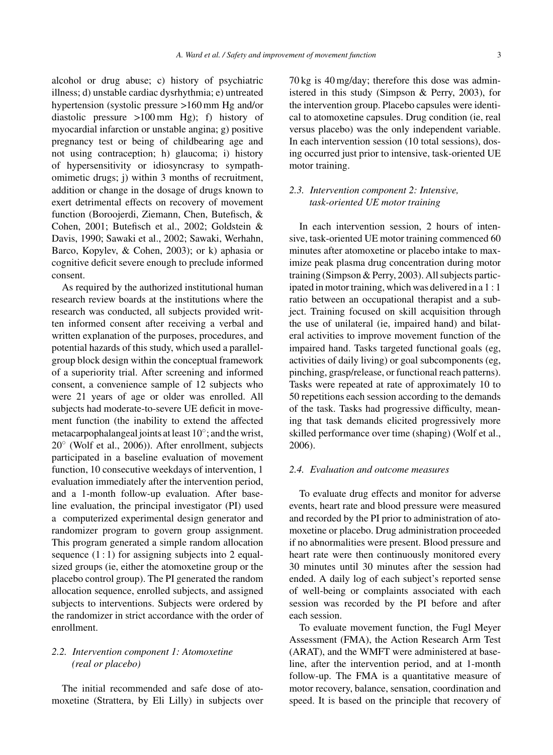alcohol or drug abuse; c) history of psychiatric illness; d) unstable cardiac dysrhythmia; e) untreated hypertension (systolic pressure >160 mm Hg and/or diastolic pressure >100 mm Hg); f) history of myocardial infarction or unstable angina; g) positive pregnancy test or being of childbearing age and not using contraception; h) glaucoma; i) history of hypersensitivity or idiosyncrasy to sympathomimetic drugs; j) within 3 months of recruitment, addition or change in the dosage of drugs known to exert detrimental effects on recovery of movement function (Boroojerdi, Ziemann, Chen, Butefisch, & Cohen, 2001; Butefisch et al., 2002; Goldstein & Davis, 1990; Sawaki et al., 2002; Sawaki, Werhahn, Barco, Kopylev, & Cohen, 2003); or k) aphasia or cognitive deficit severe enough to preclude informed consent.

As required by the authorized institutional human research review boards at the institutions where the research was conducted, all subjects provided written informed consent after receiving a verbal and written explanation of the purposes, procedures, and potential hazards of this study, which used a parallel-group block design within the conceptual framework of a superiority trial. After screening and informed consent, a convenience sample of 12 subjects who were 21 years of age or older was enrolled. All subjects had moderate-to-severe UE deficit in movement function (the inability to extend the affected metacarpophalangeal joints at least 10°; and the wrist, 20° (Wolf et al., 2006)). After enrollment, subjects participated in a baseline evaluation of movement function, 10 consecutive weekdays of intervention, 1 evaluation immediately after the intervention period, and a 1-month follow-up evaluation. After baseline evaluation, the principal investigator (PI) used a computerized experimental design generator and randomizer program to govern group assignment. This program generated a simple random allocation sequence (1 : 1) for assigning subjects into 2 equal-sized groups (ie, either the atomoxetine group or the placebo control group). The PI generated the random allocation sequence, enrolled subjects, and assigned subjects to interventions. Subjects were ordered by the randomizer in strict accordance with the order of enrollment.

### 2.2. Intervention component 1: Atomoxetine (real or placebo)

The initial recommended and safe dose of atomoxetine (Strattera, by Eli Lilly) in subjects over 70 kg is 40 mg/day; therefore this dose was administered in this study (Simpson & Perry, 2003), for the intervention group. Placebo capsules were identical to atomoxetine capsules. Drug condition (ie, real versus placebo) was the only independent variable. In each intervention session (10 total sessions), dosing occurred just prior to intensive, task-oriented UE motor training.

### 2.3. Intervention component 2: Intensive, task-oriented UE motor training

In each intervention session, 2 hours of intensive, task-oriented UE motor training commenced 60 minutes after atomoxetine or placebo intake to maximize peak plasma drug concentration during motor training (Simpson & Perry, 2003). All subjects participated in motor training, which was delivered in a 1 : 1 ratio between an occupational therapist and a subject. Training focused on skill acquisition through the use of unilateral (ie, impaired hand) and bilateral activities to improve movement function of the impaired hand. Tasks targeted functional goals (eg, activities of daily living) or goal subcomponents (eg, pinching, grasp/release, or functional reach patterns). Tasks were repeated at rate of approximately 10 to 50 repetitions each session according to the demands of the task. Tasks had progressive difficulty, meaning that task demands elicited progressively more skilled performance over time (shaping) (Wolf et al., 2006).

### 2.4. Evaluation and outcome measures

To evaluate drug effects and monitor for adverse events, heart rate and blood pressure were measured and recorded by the PI prior to administration of atomoxetine or placebo. Drug administration proceeded if no abnormalities were present. Blood pressure and heart rate were then continuously monitored every 30 minutes until 30 minutes after the session had ended. A daily log of each subject's reported sense of well-being or complaints associated with each session was recorded by the PI before and after each session.

To evaluate movement function, the Fugl Meyer Assessment (FMA), the Action Research Arm Test (ARAT), and the WMFT were administered at baseline, after the intervention period, and at 1-month follow-up. The FMA is a quantitative measure of motor recovery, balance, sensation, coordination and speed. It is based on the principle that recovery of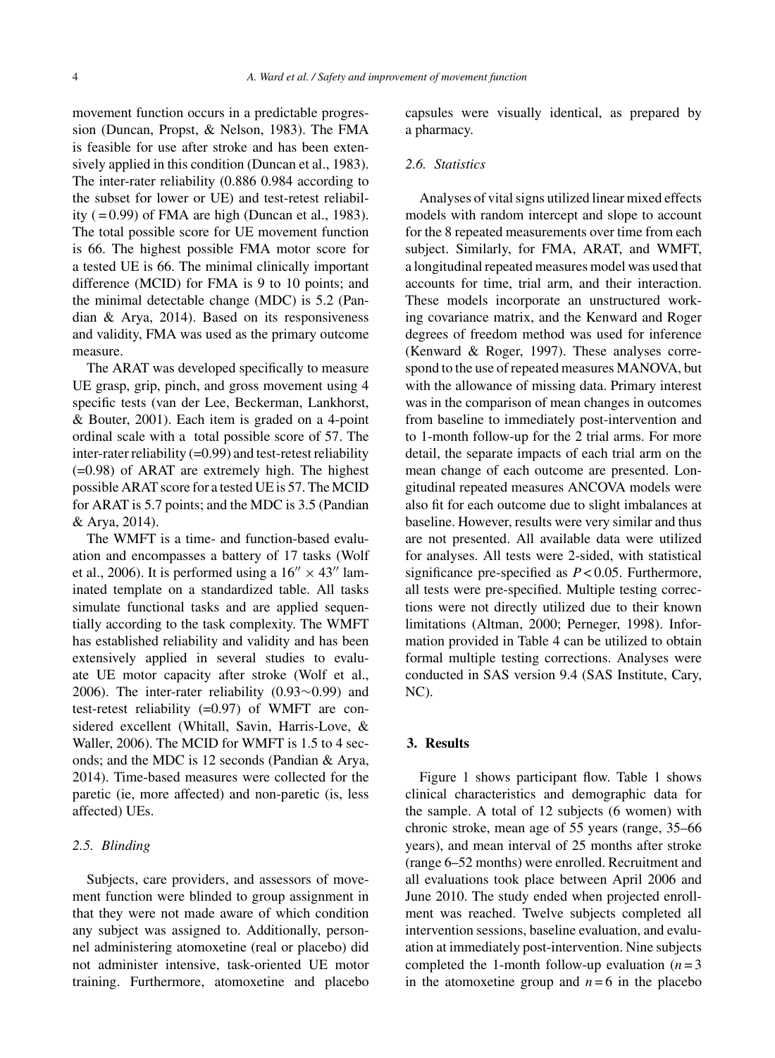movement function occurs in a predictable progression (Duncan, Propst, & Nelson, 1983). The FMA is feasible for use after stroke and has been extensively applied in this condition (Duncan et al., 1983). The inter-rater reliability (0.886 0.984 according to the subset for lower or UE) and test-retest reliability ( = 0.99) of FMA are high (Duncan et al., 1983). The total possible score for UE movement function is 66. The highest possible FMA motor score for a tested UE is 66. The minimal clinically important difference (MCID) for FMA is 9 to 10 points; and the minimal detectable change (MDC) is 5.2 (Pandian & Arya, 2014). Based on its responsiveness and validity, FMA was used as the primary outcome measure.

The ARAT was developed specifically to measure UE grasp, grip, pinch, and gross movement using 4 specific tests (van der Lee, Beckerman, Lankhorst, & Bouter, 2001). Each item is graded on a 4-point ordinal scale with a total possible score of 57. The inter-rater reliability (=0.99) and test-retest reliability (=0.98) of ARAT are extremely high. The highest possible ARAT score for a tested UE is 57. The MCID for ARAT is 5.7 points; and the MDC is 3.5 (Pandian & Arya, 2014).

The WMFT is a time- and function-based evaluation and encompasses a battery of 17 tasks (Wolf et al., 2006). It is performed using a $16'' \times 43''$ laminated template on a standardized table. All tasks simulate functional tasks and are applied sequentially according to the task complexity. The WMFT has established reliability and validity and has been extensively applied in several studies to evaluate UE motor capacity after stroke (Wolf et al., 2006). The inter-rater reliability (0.93∼0.99) and test-retest reliability (=0.97) of WMFT are considered excellent (Whitall, Savin, Harris-Love, & Waller, 2006). The MCID for WMFT is 1.5 to 4 seconds; and the MDC is 12 seconds (Pandian & Arya, 2014). Time-based measures were collected for the paretic (ie, more affected) and non-paretic (is, less affected) UEs.

### 2.5. Blinding

Subjects, care providers, and assessors of movement function were blinded to group assignment in that they were not made aware of which condition any subject was assigned to. Additionally, personnel administering atomoxetine (real or placebo) did not administer intensive, task-oriented UE motor training. Furthermore, atomoxetine and placebo capsules were visually identical, as prepared by a pharmacy.

### 2.6. Statistics

Analyses of vital signs utilized linear mixed effects models with random intercept and slope to account for the 8 repeated measurements over time from each subject. Similarly, for FMA, ARAT, and WMFT, a longitudinal repeated measures model was used that accounts for time, trial arm, and their interaction. These models incorporate an unstructured working covariance matrix, and the Kenward and Roger degrees of freedom method was used for inference (Kenward & Roger, 1997). These analyses correspond to the use of repeated measures MANOVA, but with the allowance of missing data. Primary interest was in the comparison of mean changes in outcomes from baseline to immediately post-intervention and to 1-month follow-up for the 2 trial arms. For more detail, the separate impacts of each trial arm on the mean change of each outcome are presented. Longitudinal repeated measures ANCOVA models were also fit for each outcome due to slight imbalances at baseline. However, results were very similar and thus are not presented. All available data were utilized for analyses. All tests were 2-sided, with statistical significance pre-specified as $P < 0.05$. Furthermore, all tests were pre-specified. Multiple testing corrections were not directly utilized due to their known limitations (Altman, 2000; Perneger, 1998). Information provided in Table 4 can be utilized to obtain formal multiple testing corrections. Analyses were conducted in SAS version 9.4 (SAS Institute, Cary, NC).

## 3. Results

Figure 1 shows participant flow. Table 1 shows clinical characteristics and demographic data for the sample. A total of 12 subjects (6 women) with chronic stroke, mean age of 55 years (range, 35–66 years), and mean interval of 25 months after stroke (range 6–52 months) were enrolled. Recruitment and all evaluations took place between April 2006 and June 2010. The study ended when projected enrollment was reached. Twelve subjects completed all intervention sessions, baseline evaluation, and evaluation at immediately post-intervention. Nine subjects completed the 1-month follow-up evaluation ($n = 3$ in the atomoxetine group and $n = 6$ in the placebo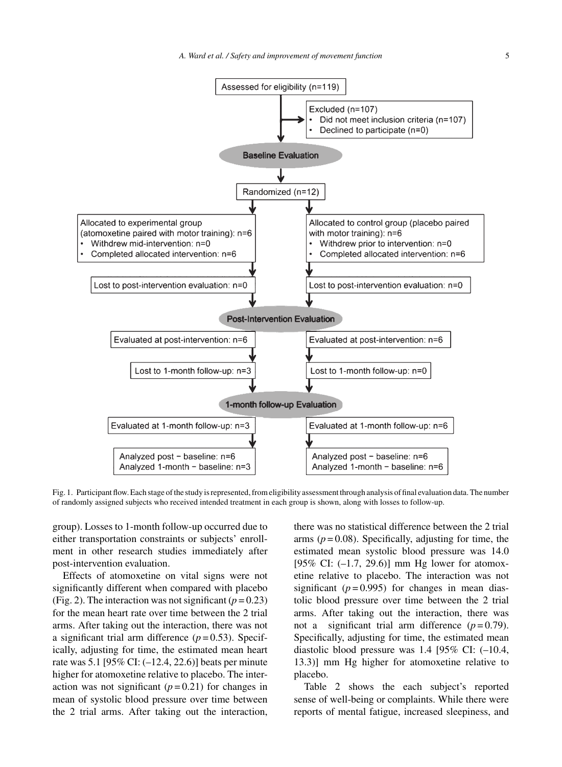Assessed for eligibility (n=119)

Excluded (n=107)
- Did not meet inclusion criteria (n=107)
- Declined to participate (n=0)

**Baseline Evaluation**

Randomized (n=12)

| Experimental group | Control group |
|---|---|
| Allocated to experimental group (atomoxetine paired with motor training): n=6<br>• Withdrew mid-intervention: n=0<br>• Completed allocated intervention: n=6 | Allocated to control group (placebo paired with motor training): n=6<br>• Withdrew prior to intervention: n=0<br>• Completed allocated intervention: n=6 |
| Lost to post-intervention evaluation: n=0 | Lost to post-intervention evaluation: n=0 |
| **Post-Intervention Evaluation** | **Post-Intervention Evaluation** |
| Evaluated at post-intervention: n=6 | Evaluated at post-intervention: n=6 |
| Lost to 1-month follow-up: n=3 | Lost to 1-month follow-up: n=0 |
| **1-month follow-up Evaluation** | **1-month follow-up Evaluation** |
| Evaluated at 1-month follow-up: n=3 | Evaluated at 1-month follow-up: n=6 |
| Analyzed post − baseline: n=6<br>Analyzed 1-month − baseline: n=3 | Analyzed post − baseline: n=6<br>Analyzed 1-month − baseline: n=6 |

Fig. 1. Participant flow. Each stage of the study is represented, from eligibility assessment through analysis of final evaluation data. The number of randomly assigned subjects who received intended treatment in each group is shown, along with losses to follow-up.

group). Losses to 1-month follow-up occurred due to either transportation constraints or subjects' enrollment in other research studies immediately after post-intervention evaluation.

Effects of atomoxetine on vital signs were not significantly different when compared with placebo (Fig. 2). The interaction was not significant ($p = 0.23$) for the mean heart rate over time between the 2 trial arms. After taking out the interaction, there was not a significant trial arm difference ($p = 0.53$). Specifically, adjusting for time, the estimated mean heart rate was 5.1 [95% CI: (–12.4, 22.6)] beats per minute higher for atomoxetine relative to placebo. The interaction was not significant ($p = 0.21$) for changes in mean of systolic blood pressure over time between the 2 trial arms. After taking out the interaction, there was no statistical difference between the 2 trial arms ($p = 0.08$). Specifically, adjusting for time, the estimated mean systolic blood pressure was 14.0 [95% CI: (–1.7, 29.6)] mm Hg lower for atomoxetine relative to placebo. The interaction was not significant ($p = 0.995$) for changes in mean diastolic blood pressure over time between the 2 trial arms. After taking out the interaction, there was not a significant trial arm difference ($p = 0.79$). Specifically, adjusting for time, the estimated mean diastolic blood pressure was 1.4 [95% CI: (–10.4, 13.3)] mm Hg higher for atomoxetine relative to placebo.

Table 2 shows the each subject's reported sense of well-being or complaints. While there were reports of mental fatigue, increased sleepiness, and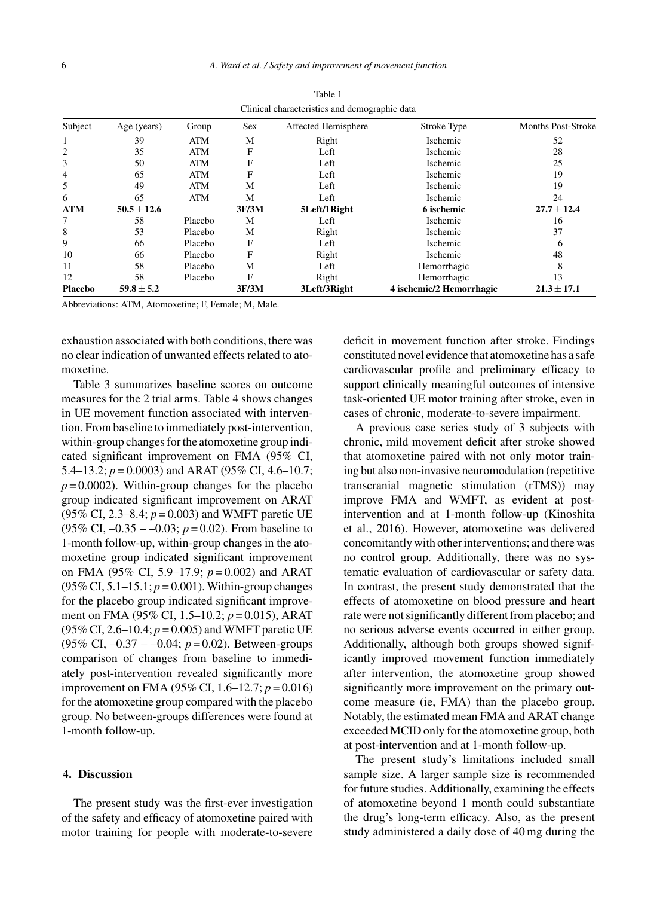Table 1

Clinical characteristics and demographic data

| Subject | Age (years) | Group | Sex | Affected Hemisphere | Stroke Type | Months Post-Stroke |
|---|---|---|---|---|---|---|
| 1 | 39 | ATM | M | Right | Ischemic | 52 |
| 2 | 35 | ATM | F | Left | Ischemic | 28 |
| 3 | 50 | ATM | F | Left | Ischemic | 25 |
| 4 | 65 | ATM | F | Left | Ischemic | 19 |
| 5 | 49 | ATM | M | Left | Ischemic | 19 |
| 6 | 65 | ATM | M | Left | Ischemic | 24 |
| **ATM** | **50.5 ± 12.6** | | **3F/3M** | **5Left/1Right** | **6 ischemic** | **27.7 ± 12.4** |
| 7 | 58 | Placebo | M | Left | Ischemic | 16 |
| 8 | 53 | Placebo | M | Right | Ischemic | 37 |
| 9 | 66 | Placebo | F | Left | Ischemic | 6 |
| 10 | 66 | Placebo | F | Right | Ischemic | 48 |
| 11 | 58 | Placebo | M | Left | Hemorrhagic | 8 |
| 12 | 58 | Placebo | F | Right | Hemorrhagic | 13 |
| **Placebo** | **59.8 ± 5.2** | | **3F/3M** | **3Left/3Right** | **4 ischemic/2 Hemorrhagic** | **21.3 ± 17.1** |

Abbreviations: ATM, Atomoxetine; F, Female; M, Male.

exhaustion associated with both conditions, there was no clear indication of unwanted effects related to atomoxetine.

Table 3 summarizes baseline scores on outcome measures for the 2 trial arms. Table 4 shows changes in UE movement function associated with intervention. From baseline to immediately post-intervention, within-group changes for the atomoxetine group indicated significant improvement on FMA (95% CI, 5.4–13.2; $p = 0.0003$) and ARAT (95% CI, 4.6–10.7; $p = 0.0002$). Within-group changes for the placebo group indicated significant improvement on ARAT (95% CI, 2.3–8.4; $p = 0.003$) and WMFT paretic UE (95% CI, –0.35 – –0.03; $p = 0.02$). From baseline to 1-month follow-up, within-group changes in the atomoxetine group indicated significant improvement on FMA (95% CI, 5.9–17.9; $p = 0.002$) and ARAT (95% CI, 5.1–15.1; $p = 0.001$). Within-group changes for the placebo group indicated significant improvement on FMA (95% CI, 1.5–10.2; $p = 0.015$), ARAT (95% CI, 2.6–10.4; $p = 0.005$) and WMFT paretic UE (95% CI, –0.37 – –0.04; $p = 0.02$). Between-groups comparison of changes from baseline to immediately post-intervention revealed significantly more improvement on FMA (95% CI, 1.6–12.7; $p = 0.016$) for the atomoxetine group compared with the placebo group. No between-groups differences were found at 1-month follow-up.

## 4. Discussion

The present study was the first-ever investigation of the safety and efficacy of atomoxetine paired with motor training for people with moderate-to-severe deficit in movement function after stroke. Findings constituted novel evidence that atomoxetine has a safe cardiovascular profile and preliminary efficacy to support clinically meaningful outcomes of intensive task-oriented UE motor training after stroke, even in cases of chronic, moderate-to-severe impairment.

A previous case series study of 3 subjects with chronic, mild movement deficit after stroke showed that atomoxetine paired with not only motor training but also non-invasive neuromodulation (repetitive transcranial magnetic stimulation (rTMS)) may improve FMA and WMFT, as evident at post-intervention and at 1-month follow-up (Kinoshita et al., 2016). However, atomoxetine was delivered concomitantly with other interventions; and there was no control group. Additionally, there was no systematic evaluation of cardiovascular or safety data. In contrast, the present study demonstrated that the effects of atomoxetine on blood pressure and heart rate were not significantly different from placebo; and no serious adverse events occurred in either group. Additionally, although both groups showed significantly improved movement function immediately after intervention, the atomoxetine group showed significantly more improvement on the primary outcome measure (ie, FMA) than the placebo group. Notably, the estimated mean FMA and ARAT change exceeded MCID only for the atomoxetine group, both at post-intervention and at 1-month follow-up.

The present study's limitations included small sample size. A larger sample size is recommended for future studies. Additionally, examining the effects of atomoxetine beyond 1 month could substantiate the drug's long-term efficacy. Also, as the present study administered a daily dose of 40 mg during the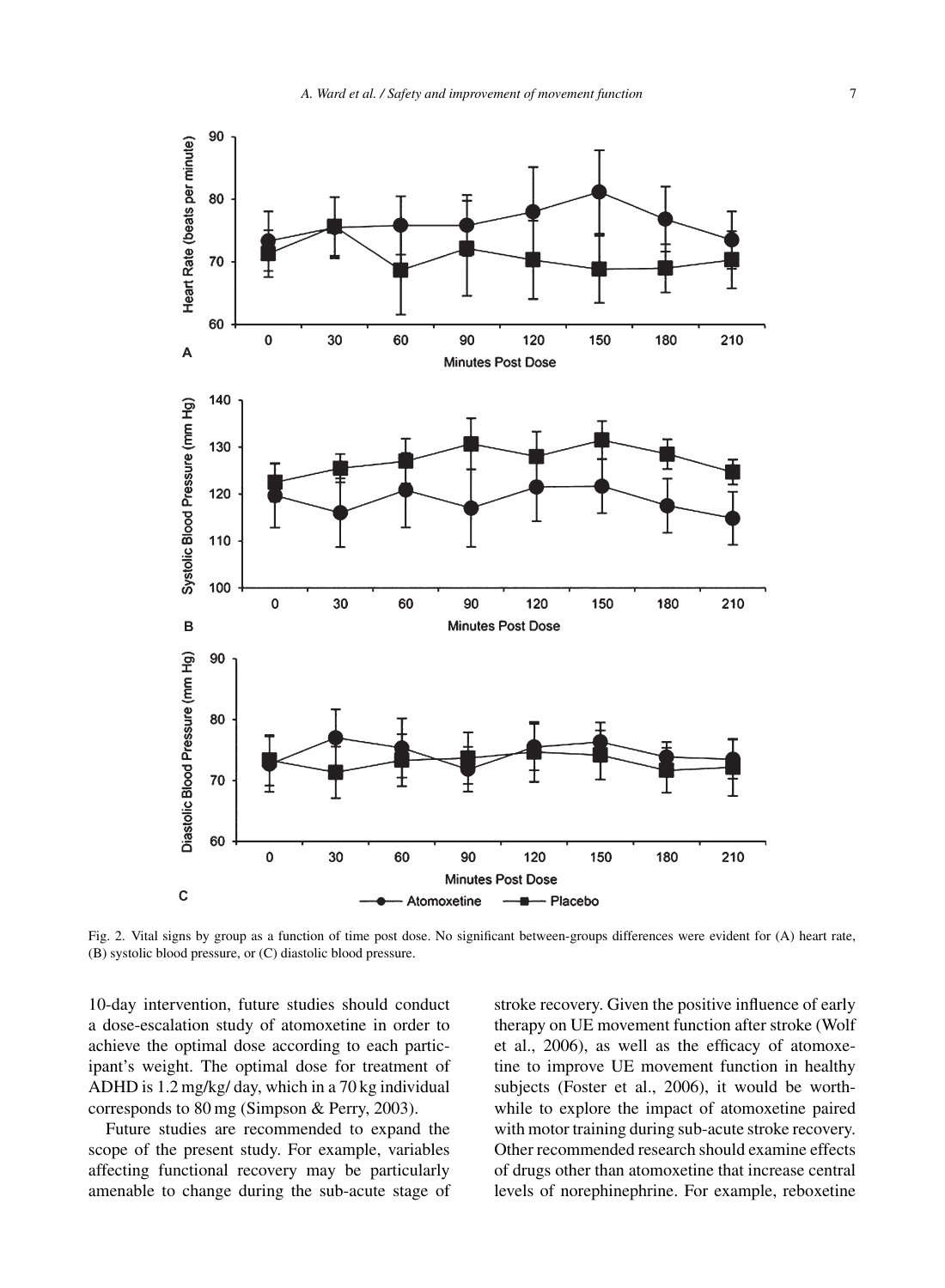Fig. 2. Vital signs by group as a function of time post dose. No significant between-groups differences were evident for (A) heart rate, (B) systolic blood pressure, or (C) diastolic blood pressure.

10-day intervention, future studies should conduct a dose-escalation study of atomoxetine in order to achieve the optimal dose according to each participant's weight. The optimal dose for treatment of ADHD is 1.2 mg/kg/ day, which in a 70 kg individual corresponds to 80 mg (Simpson & Perry, 2003).

Future studies are recommended to expand the scope of the present study. For example, variables affecting functional recovery may be particularly amenable to change during the sub-acute stage of stroke recovery. Given the positive influence of early therapy on UE movement function after stroke (Wolf et al., 2006), as well as the efficacy of atomoxetine to improve UE movement function in healthy subjects (Foster et al., 2006), it would be worthwhile to explore the impact of atomoxetine paired with motor training during sub-acute stroke recovery. Other recommended research should examine effects of drugs other than atomoxetine that increase central levels of norephinephrine. For example, reboxetine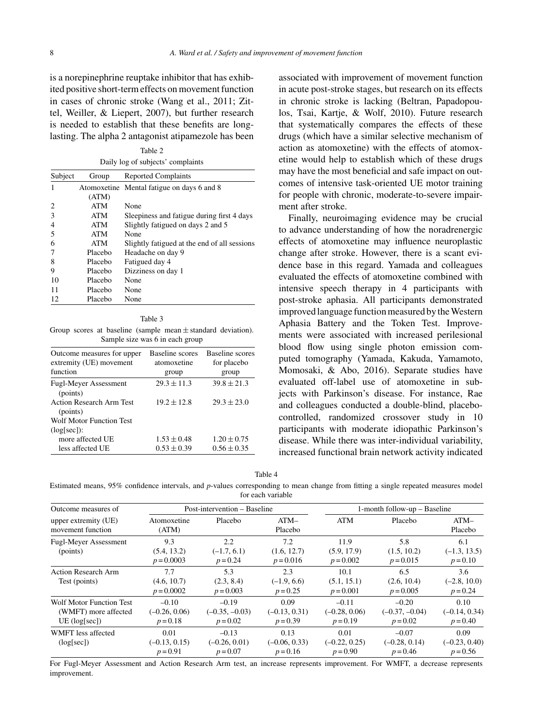is a norepinephrine reuptake inhibitor that has exhibited positive short-term effects on movement function in cases of chronic stroke (Wang et al., 2011; Zittel, Weiller, & Liepert, 2007), but further research is needed to establish that these benefits are long-lasting. The alpha 2 antagonist atipamezole has been associated with improvement of movement function in acute post-stroke stages, but research on its effects in chronic stroke is lacking (Beltran, Papadopoulos, Tsai, Kartje, & Wolf, 2010). Future research that systematically compares the effects of these drugs (which have a similar selective mechanism of action as atomoxetine) with the effects of atomoxetine would help to establish which of these drugs may have the most beneficial and safe impact on outcomes of intensive task-oriented UE motor training for people with chronic, moderate-to-severe impairment after stroke.

Table 2
Daily log of subjects' complaints

| Subject | Group | Reported Complaints |
|---|---|---|
| 1 | Atomoxetine (ATM) | Mental fatigue on days 6 and 8 |
| 2 | ATM | None |
| 3 | ATM | Sleepiness and fatigue during first 4 days |
| 4 | ATM | Slightly fatigued on days 2 and 5 |
| 5 | ATM | None |
| 6 | ATM | Slightly fatigued at the end of all sessions |
| 7 | Placebo | Headache on day 9 |
| 8 | Placebo | Fatigued day 4 |
| 9 | Placebo | Dizziness on day 1 |
| 10 | Placebo | None |
| 11 | Placebo | None |
| 12 | Placebo | None |

Table 3
Group scores at baseline (sample mean ± standard deviation). Sample size was 6 in each group

| Outcome measures for upper extremity (UE) movement function | Baseline scores atomoxetine group | Baseline scores for placebo group |
|---|---|---|
| Fugl-Meyer Assessment (points) | 29.3 ± 11.3 | 39.8 ± 21.3 |
| Action Research Arm Test (points) | 19.2 ± 12.8 | 29.3 ± 23.0 |
| Wolf Motor Function Test (log[sec]): | | |
| more affected UE | 1.53 ± 0.48 | 1.20 ± 0.75 |
| less affected UE | 0.53 ± 0.39 | 0.56 ± 0.35 |

Finally, neuroimaging evidence may be crucial to advance understanding of how the noradrenergic effects of atomoxetine may influence neuroplastic change after stroke. However, there is a scant evidence base in this regard. Yamada and colleagues evaluated the effects of atomoxetine combined with intensive speech therapy in 4 participants with post-stroke aphasia. All participants demonstrated improved language function measured by the Western Aphasia Battery and the Token Test. Improvements were associated with increased perilesional blood flow using single photon emission computed tomography (Yamada, Kakuda, Yamamoto, Momosaki, & Abo, 2016). Separate studies have evaluated off-label use of atomoxetine in subjects with Parkinson's disease. For instance, Rae and colleagues conducted a double-blind, placebo-controlled, randomized crossover study in 10 participants with moderate idiopathic Parkinson's disease. While there was inter-individual variability, increased functional brain network activity indicated

Table 4
Estimated means, 95% confidence intervals, and *p*-values corresponding to mean change from fitting a single repeated measures model for each variable

| Outcome measures of upper extremity (UE) movement function | Post-intervention – Baseline | | | 1-month follow-up – Baseline | | |
|---|---|---|---|---|---|---|
| | Atomoxetine (ATM) | Placebo | ATM–Placebo | ATM | Placebo | ATM–Placebo |
| Fugl-Meyer Assessment (points) | 9.3 (5.4, 13.2) $p = 0.0003$ | 2.2 (–1.7, 6.1) $p = 0.24$ | 7.2 (1.6, 12.7) $p = 0.016$ | 11.9 (5.9, 17.9) $p = 0.002$ | 5.8 (1.5, 10.2) $p = 0.015$ | 6.1 (–1.3, 13.5) $p = 0.10$ |
| Action Research Arm Test (points) | 7.7 (4.6, 10.7) $p = 0.0002$ | 5.3 (2.3, 8.4) $p = 0.003$ | 2.3 (–1.9, 6.6) $p = 0.25$ | 10.1 (5.1, 15.1) $p = 0.001$ | 6.5 (2.6, 10.4) $p = 0.005$ | 3.6 (–2.8, 10.0) $p = 0.24$ |
| Wolf Motor Function Test (WMFT) more affected UE (log[sec]) | –0.10 (–0.26, 0.06) $p = 0.18$ | –0.19 (–0.35, –0.03) $p = 0.02$ | 0.09 (–0.13, 0.31) $p = 0.39$ | –0.11 (–0.28, 0.06) $p = 0.19$ | –0.20 (–0.37, –0.04) $p = 0.02$ | 0.10 (–0.14, 0.34) $p = 0.40$ |
| WMFT less affected (log[sec]) | 0.01 (–0.13, 0.15) $p = 0.91$ | –0.13 (–0.26, 0.01) $p = 0.07$ | 0.13 (–0.06, 0.33) $p = 0.16$ | 0.01 (–0.22, 0.25) $p = 0.90$ | –0.07 (–0.28, 0.14) $p = 0.46$ | 0.09 (–0.23, 0.40) $p = 0.56$ |

For Fugl-Meyer Assessment and Action Research Arm test, an increase represents improvement. For WMFT, a decrease represents improvement.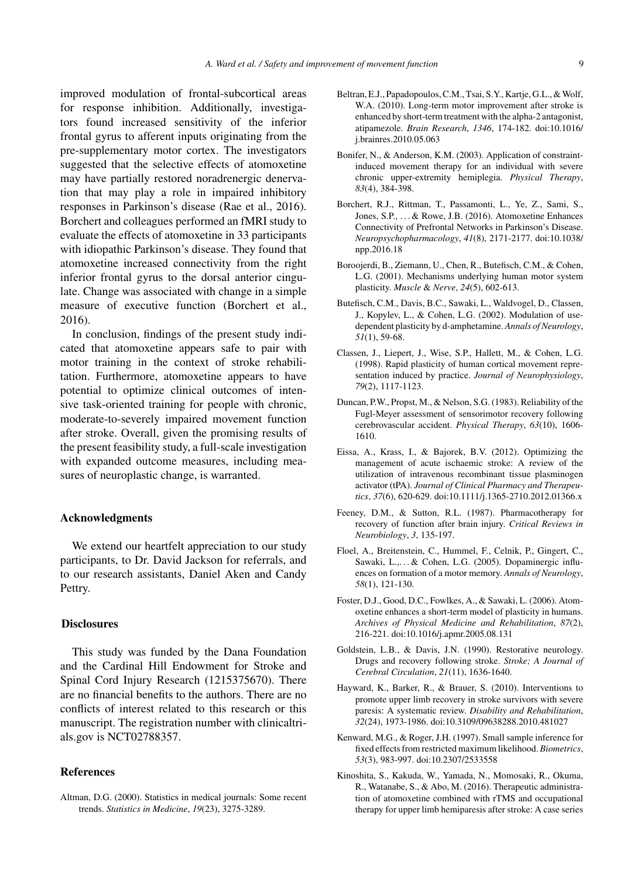improved modulation of frontal-subcortical areas for response inhibition. Additionally, investigators found increased sensitivity of the inferior frontal gyrus to afferent inputs originating from the pre-supplementary motor cortex. The investigators suggested that the selective effects of atomoxetine may have partially restored noradrenergic denervation that may play a role in impaired inhibitory responses in Parkinson's disease (Rae et al., 2016). Borchert and colleagues performed an fMRI study to evaluate the effects of atomoxetine in 33 participants with idiopathic Parkinson's disease. They found that atomoxetine increased connectivity from the right inferior frontal gyrus to the dorsal anterior cingulate. Change was associated with change in a simple measure of executive function (Borchert et al., 2016).

In conclusion, findings of the present study indicated that atomoxetine appears safe to pair with motor training in the context of stroke rehabilitation. Furthermore, atomoxetine appears to have potential to optimize clinical outcomes of intensive task-oriented training for people with chronic, moderate-to-severely impaired movement function after stroke. Overall, given the promising results of the present feasibility study, a full-scale investigation with expanded outcome measures, including measures of neuroplastic change, is warranted.

## Acknowledgments

We extend our heartfelt appreciation to our study participants, to Dr. David Jackson for referrals, and to our research assistants, Daniel Aken and Candy Pettry.

## Disclosures

This study was funded by the Dana Foundation and the Cardinal Hill Endowment for Stroke and Spinal Cord Injury Research (1215375670). There are no financial benefits to the authors. There are no conflicts of interest related to this research or this manuscript. The registration number with clinicaltrials.gov is NCT02788357.

## References

Altman, D.G. (2000). Statistics in medical journals: Some recent trends. *Statistics in Medicine*, *19*(23), 3275-3289.

Beltran, E.J., Papadopoulos, C.M., Tsai, S.Y., Kartje, G.L., & Wolf, W.A. (2010). Long-term motor improvement after stroke is enhanced by short-term treatment with the alpha-2 antagonist, atipamezole. *Brain Research*, *1346*, 174-182. doi:10.1016/j.brainres.2010.05.063

Bonifer, N., & Anderson, K.M. (2003). Application of constraint-induced movement therapy for an individual with severe chronic upper-extremity hemiplegia. *Physical Therapy*, *83*(4), 384-398.

Borchert, R.J., Rittman, T., Passamonti, L., Ye, Z., Sami, S., Jones, S.P., . . . & Rowe, J.B. (2016). Atomoxetine Enhances Connectivity of Prefrontal Networks in Parkinson's Disease. *Neuropsychopharmacology*, *41*(8), 2171-2177. doi:10.1038/npp.2016.18

Boroojerdi, B., Ziemann, U., Chen, R., Butefisch, C.M., & Cohen, L.G. (2001). Mechanisms underlying human motor system plasticity. *Muscle & Nerve*, *24*(5), 602-613.

Butefisch, C.M., Davis, B.C., Sawaki, L., Waldvogel, D., Classen, J., Kopylev, L., & Cohen, L.G. (2002). Modulation of use-dependent plasticity by d-amphetamine. *Annals of Neurology*, *51*(1), 59-68.

Classen, J., Liepert, J., Wise, S.P., Hallett, M., & Cohen, L.G. (1998). Rapid plasticity of human cortical movement representation induced by practice. *Journal of Neurophysiology*, *79*(2), 1117-1123.

Duncan, P.W., Propst, M., & Nelson, S.G. (1983). Reliability of the Fugl-Meyer assessment of sensorimotor recovery following cerebrovascular accident. *Physical Therapy*, *63*(10), 1606-1610.

Eissa, A., Krass, I., & Bajorek, B.V. (2012). Optimizing the management of acute ischaemic stroke: A review of the utilization of intravenous recombinant tissue plasminogen activator (tPA). *Journal of Clinical Pharmacy and Therapeutics*, *37*(6), 620-629. doi:10.1111/j.1365-2710.2012.01366.x

Feeney, D.M., & Sutton, R.L. (1987). Pharmacotherapy for recovery of function after brain injury. *Critical Reviews in Neurobiology*, *3*, 135-197.

Floel, A., Breitenstein, C., Hummel, F., Celnik, P., Gingert, C., Sawaki, L.,. . . & Cohen, L.G. (2005). Dopaminergic influences on formation of a motor memory. *Annals of Neurology*, *58*(1), 121-130.

Foster, D.J., Good, D.C., Fowlkes, A., & Sawaki, L. (2006). Atomoxetine enhances a short-term model of plasticity in humans. *Archives of Physical Medicine and Rehabilitation*, *87*(2), 216-221. doi:10.1016/j.apmr.2005.08.131

Goldstein, L.B., & Davis, J.N. (1990). Restorative neurology. Drugs and recovery following stroke. *Stroke; A Journal of Cerebral Circulation*, *21*(11), 1636-1640.

Hayward, K., Barker, R., & Brauer, S. (2010). Interventions to promote upper limb recovery in stroke survivors with severe paresis: A systematic review. *Disability and Rehabilitation*, *32*(24), 1973-1986. doi:10.3109/09638288.2010.481027

Kenward, M.G., & Roger, J.H. (1997). Small sample inference for fixed effects from restricted maximum likelihood. *Biometrics*, *53*(3), 983-997. doi:10.2307/2533558

Kinoshita, S., Kakuda, W., Yamada, N., Momosaki, R., Okuma, R., Watanabe, S., & Abo, M. (2016). Therapeutic administration of atomoxetine combined with rTMS and occupational therapy for upper limb hemiparesis after stroke: A case series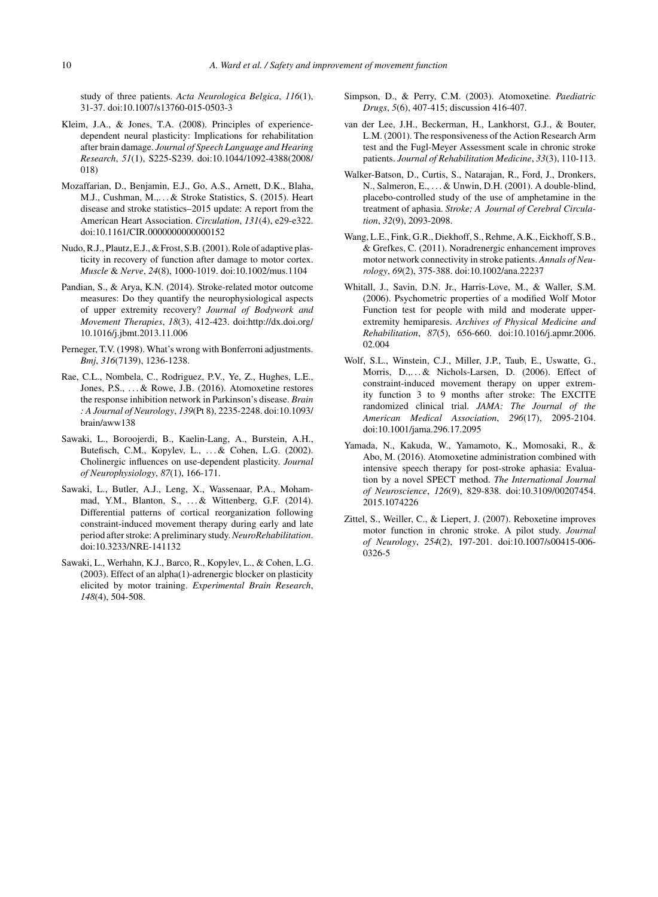study of three patients. *Acta Neurologica Belgica*, *116*(1), 31-37. doi:10.1007/s13760-015-0503-3

Kleim, J.A., & Jones, T.A. (2008). Principles of experience-dependent neural plasticity: Implications for rehabilitation after brain damage. *Journal of Speech Language and Hearing Research*, *51*(1), S225-S239. doi:10.1044/1092-4388(2008/018)

Mozaffarian, D., Benjamin, E.J., Go, A.S., Arnett, D.K., Blaha, M.J., Cushman, M.,. . . & Stroke Statistics, S. (2015). Heart disease and stroke statistics–2015 update: A report from the American Heart Association. *Circulation*, *131*(4), e29-e322. doi:10.1161/CIR.0000000000000152

Nudo, R.J., Plautz, E.J., & Frost, S.B. (2001). Role of adaptive plasticity in recovery of function after damage to motor cortex. *Muscle & Nerve*, *24*(8), 1000-1019. doi:10.1002/mus.1104

Pandian, S., & Arya, K.N. (2014). Stroke-related motor outcome measures: Do they quantify the neurophysiological aspects of upper extremity recovery? *Journal of Bodywork and Movement Therapies*, *18*(3), 412-423. doi:http://dx.doi.org/10.1016/j.jbmt.2013.11.006

Perneger, T.V. (1998). What's wrong with Bonferroni adjustments. *Bmj*, *316*(7139), 1236-1238.

Rae, C.L., Nombela, C., Rodriguez, P.V., Ye, Z., Hughes, L.E., Jones, P.S., . . . & Rowe, J.B. (2016). Atomoxetine restores the response inhibition network in Parkinson's disease. *Brain : A Journal of Neurology*, *139*(Pt 8), 2235-2248. doi:10.1093/brain/aww138

Sawaki, L., Boroojerdi, B., Kaelin-Lang, A., Burstein, A.H., Butefisch, C.M., Kopylev, L., . . . & Cohen, L.G. (2002). Cholinergic influences on use-dependent plasticity. *Journal of Neurophysiology*, *87*(1), 166-171.

Sawaki, L., Butler, A.J., Leng, X., Wassenaar, P.A., Mohammad, Y.M., Blanton, S., . . . & Wittenberg, G.F. (2014). Differential patterns of cortical reorganization following constraint-induced movement therapy during early and late period after stroke: A preliminary study. *NeuroRehabilitation*. doi:10.3233/NRE-141132

Sawaki, L., Werhahn, K.J., Barco, R., Kopylev, L., & Cohen, L.G. (2003). Effect of an alpha(1)-adrenergic blocker on plasticity elicited by motor training. *Experimental Brain Research*, *148*(4), 504-508.

Simpson, D., & Perry, C.M. (2003). Atomoxetine. *Paediatric Drugs*, *5*(6), 407-415; discussion 416-407.

van der Lee, J.H., Beckerman, H., Lankhorst, G.J., & Bouter, L.M. (2001). The responsiveness of the Action Research Arm test and the Fugl-Meyer Assessment scale in chronic stroke patients. *Journal of Rehabilitation Medicine*, *33*(3), 110-113.

Walker-Batson, D., Curtis, S., Natarajan, R., Ford, J., Dronkers, N., Salmeron, E., . . . & Unwin, D.H. (2001). A double-blind, placebo-controlled study of the use of amphetamine in the treatment of aphasia. *Stroke; A Journal of Cerebral Circulation*, *32*(9), 2093-2098.

Wang, L.E., Fink, G.R., Diekhoff, S., Rehme, A.K., Eickhoff, S.B., & Grefkes, C. (2011). Noradrenergic enhancement improves motor network connectivity in stroke patients. *Annals of Neurology*, *69*(2), 375-388. doi:10.1002/ana.22237

Whitall, J., Savin, D.N. Jr., Harris-Love, M., & Waller, S.M. (2006). Psychometric properties of a modified Wolf Motor Function test for people with mild and moderate upper-extremity hemiparesis. *Archives of Physical Medicine and Rehabilitation*, *87*(5), 656-660. doi:10.1016/j.apmr.2006.02.004

Wolf, S.L., Winstein, C.J., Miller, J.P., Taub, E., Uswatte, G., Morris, D.,. . . & Nichols-Larsen, D. (2006). Effect of constraint-induced movement therapy on upper extremity function 3 to 9 months after stroke: The EXCITE randomized clinical trial. *JAMA: The Journal of the American Medical Association*, *296*(17), 2095-2104. doi:10.1001/jama.296.17.2095

Yamada, N., Kakuda, W., Yamamoto, K., Momosaki, R., & Abo, M. (2016). Atomoxetine administration combined with intensive speech therapy for post-stroke aphasia: Evaluation by a novel SPECT method. *The International Journal of Neuroscience*, *126*(9), 829-838. doi:10.3109/00207454.2015.1074226

Zittel, S., Weiller, C., & Liepert, J. (2007). Reboxetine improves motor function in chronic stroke. A pilot study. *Journal of Neurology*, *254*(2), 197-201. doi:10.1007/s00415-006-0326-5